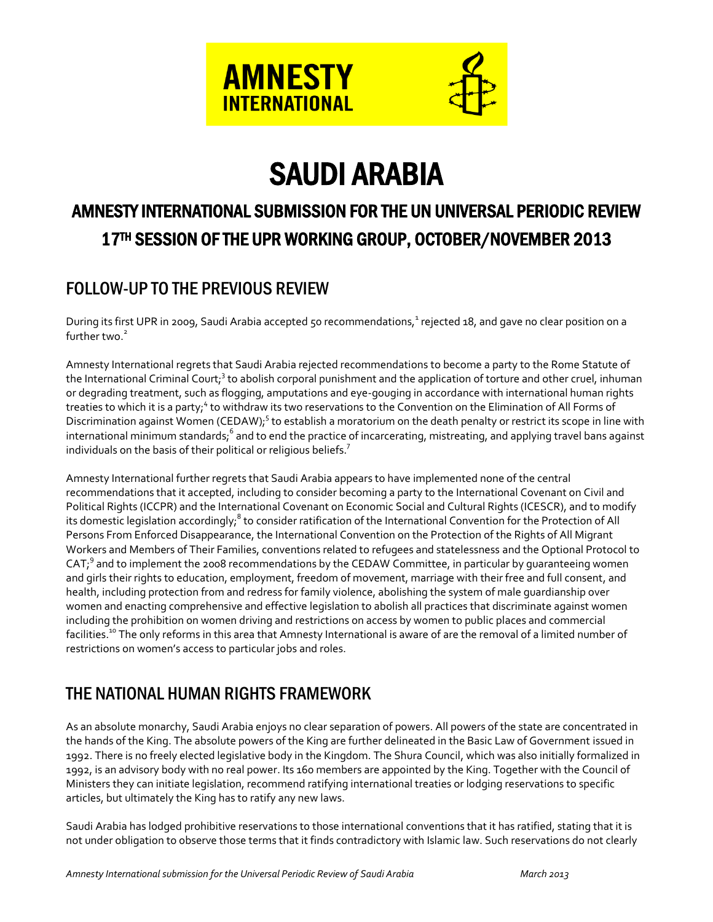# SAUDI ARABIA

## AMNESTY INTERNATIONAL SUBMISSION FOR THE UN UNIVERSAL PERIODIC REVIEW 17TH SESSION OF THE UPR WORKING GROUP, OCTOBER/NOVEMBER 2013

## FOLLOW-UP TO THE PREVIOUS REVIEW

During its first UPR in 2009, Saudi Arabia accepted 50 recommendations,[1] rejected 18, and gave no clear position on a further two.[2]

Amnesty International regrets that Saudi Arabia rejected recommendations to become a party to the Rome Statute of the International Criminal Court;[3] to abolish corporal punishment and the application of torture and other cruel, inhuman or degrading treatment, such as flogging, amputations and eye-gouging in accordance with international human rights treaties to which it is a party;[4] to withdraw its two reservations to the Convention on the Elimination of All Forms of Discrimination against Women (CEDAW);[5] to establish a moratorium on the death penalty or restrict its scope in line with international minimum standards;[6] and to end the practice of incarcerating, mistreating, and applying travel bans against individuals on the basis of their political or religious beliefs.[7]

Amnesty International further regrets that Saudi Arabia appears to have implemented none of the central recommendations that it accepted, including to consider becoming a party to the International Covenant on Civil and Political Rights (ICCPR) and the International Covenant on Economic Social and Cultural Rights (ICESCR), and to modify its domestic legislation accordingly;[8] to consider ratification of the International Convention for the Protection of All Persons From Enforced Disappearance, the International Convention on the Protection of the Rights of All Migrant Workers and Members of Their Families, conventions related to refugees and statelessness and the Optional Protocol to CAT;[9] and to implement the 2008 recommendations by the CEDAW Committee, in particular by guaranteeing women and girls their rights to education, employment, freedom of movement, marriage with their free and full consent, and health, including protection from and redress for family violence, abolishing the system of male guardianship over women and enacting comprehensive and effective legislation to abolish all practices that discriminate against women including the prohibition on women driving and restrictions on access by women to public places and commercial facilities.[10] The only reforms in this area that Amnesty International is aware of are the removal of a limited number of restrictions on women's access to particular jobs and roles.

## THE NATIONAL HUMAN RIGHTS FRAMEWORK

As an absolute monarchy, Saudi Arabia enjoys no clear separation of powers. All powers of the state are concentrated in the hands of the King. The absolute powers of the King are further delineated in the Basic Law of Government issued in 1992. There is no freely elected legislative body in the Kingdom. The Shura Council, which was also initially formalized in 1992, is an advisory body with no real power. Its 160 members are appointed by the King. Together with the Council of Ministers they can initiate legislation, recommend ratifying international treaties or lodging reservations to specific articles, but ultimately the King has to ratify any new laws.

Saudi Arabia has lodged prohibitive reservations to those international conventions that it has ratified, stating that it is not under obligation to observe those terms that it finds contradictory with Islamic law. Such reservations do not clearly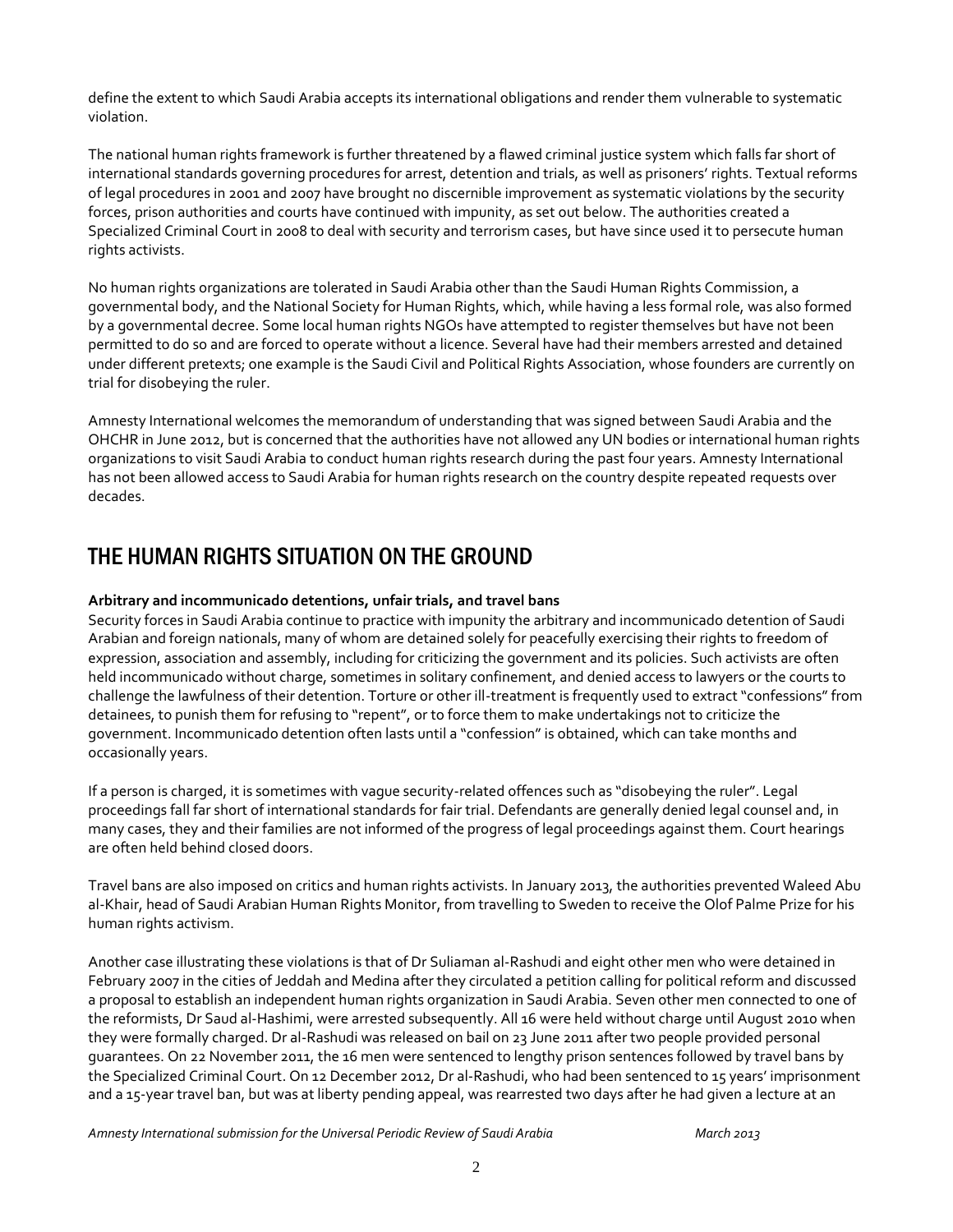define the extent to which Saudi Arabia accepts its international obligations and render them vulnerable to systematic violation.

The national human rights framework is further threatened by a flawed criminal justice system which falls far short of international standards governing procedures for arrest, detention and trials, as well as prisoners' rights. Textual reforms of legal procedures in 2001 and 2007 have brought no discernible improvement as systematic violations by the security forces, prison authorities and courts have continued with impunity, as set out below. The authorities created a Specialized Criminal Court in 2008 to deal with security and terrorism cases, but have since used it to persecute human rights activists.

No human rights organizations are tolerated in Saudi Arabia other than the Saudi Human Rights Commission, a governmental body, and the National Society for Human Rights, which, while having a less formal role, was also formed by a governmental decree. Some local human rights NGOs have attempted to register themselves but have not been permitted to do so and are forced to operate without a licence. Several have had their members arrested and detained under different pretexts; one example is the Saudi Civil and Political Rights Association, whose founders are currently on trial for disobeying the ruler.

Amnesty International welcomes the memorandum of understanding that was signed between Saudi Arabia and the OHCHR in June 2012, but is concerned that the authorities have not allowed any UN bodies or international human rights organizations to visit Saudi Arabia to conduct human rights research during the past four years. Amnesty International has not been allowed access to Saudi Arabia for human rights research on the country despite repeated requests over decades.

## THE HUMAN RIGHTS SITUATION ON THE GROUND

**Arbitrary and incommunicado detentions, unfair trials, and travel bans**

Security forces in Saudi Arabia continue to practice with impunity the arbitrary and incommunicado detention of Saudi Arabian and foreign nationals, many of whom are detained solely for peacefully exercising their rights to freedom of expression, association and assembly, including for criticizing the government and its policies. Such activists are often held incommunicado without charge, sometimes in solitary confinement, and denied access to lawyers or the courts to challenge the lawfulness of their detention. Torture or other ill-treatment is frequently used to extract "confessions" from detainees, to punish them for refusing to "repent", or to force them to make undertakings not to criticize the government. Incommunicado detention often lasts until a "confession" is obtained, which can take months and occasionally years.

If a person is charged, it is sometimes with vague security-related offences such as "disobeying the ruler". Legal proceedings fall far short of international standards for fair trial. Defendants are generally denied legal counsel and, in many cases, they and their families are not informed of the progress of legal proceedings against them. Court hearings are often held behind closed doors.

Travel bans are also imposed on critics and human rights activists. In January 2013, the authorities prevented Waleed Abu al-Khair, head of Saudi Arabian Human Rights Monitor, from travelling to Sweden to receive the Olof Palme Prize for his human rights activism.

Another case illustrating these violations is that of Dr Suliaman al-Rashudi and eight other men who were detained in February 2007 in the cities of Jeddah and Medina after they circulated a petition calling for political reform and discussed a proposal to establish an independent human rights organization in Saudi Arabia. Seven other men connected to one of the reformists, Dr Saud al-Hashimi, were arrested subsequently. All 16 were held without charge until August 2010 when they were formally charged. Dr al-Rashudi was released on bail on 23 June 2011 after two people provided personal guarantees. On 22 November 2011, the 16 men were sentenced to lengthy prison sentences followed by travel bans by the Specialized Criminal Court. On 12 December 2012, Dr al-Rashudi, who had been sentenced to 15 years' imprisonment and a 15-year travel ban, but was at liberty pending appeal, was rearrested two days after he had given a lecture at an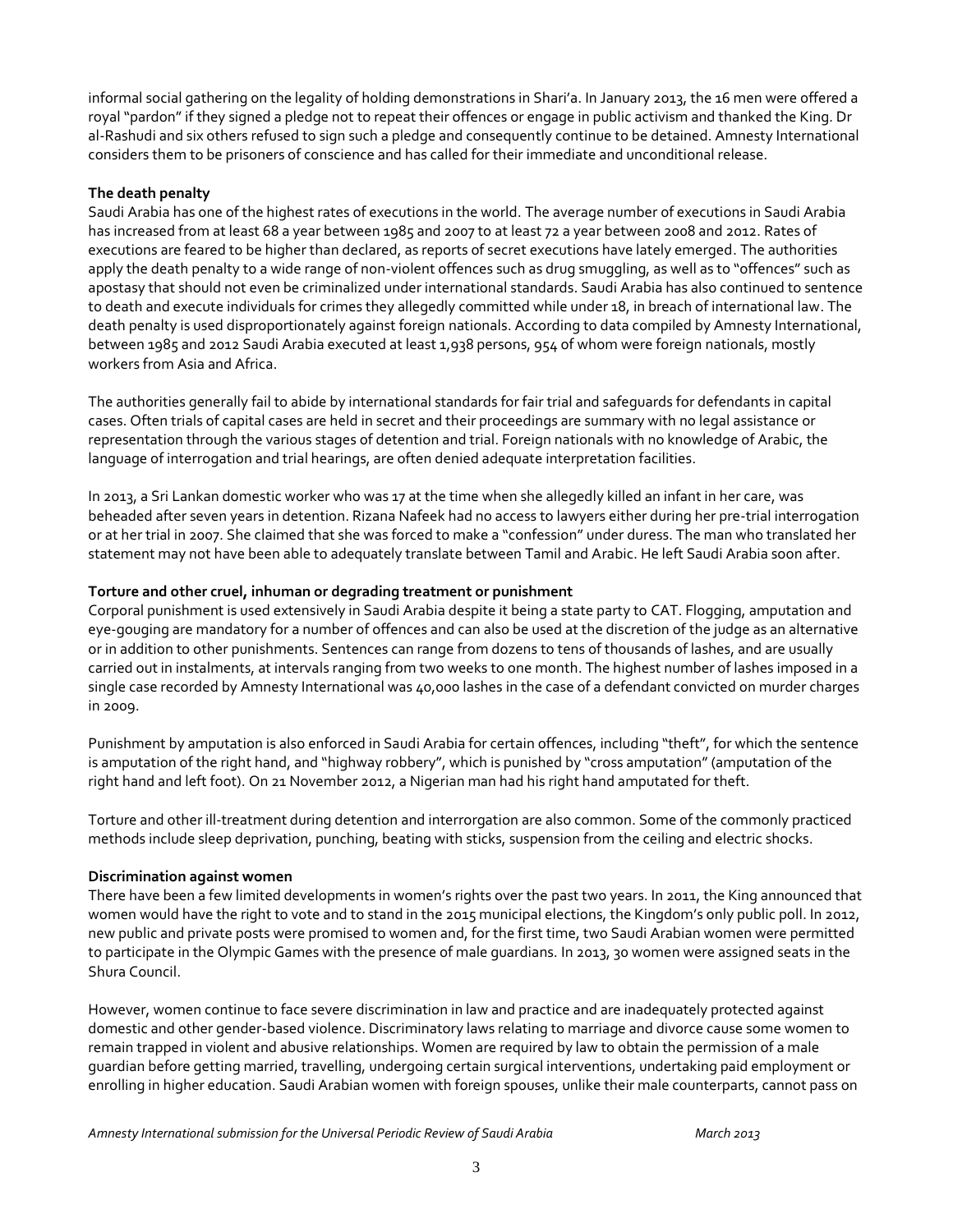informal social gathering on the legality of holding demonstrations in Shari'a. In January 2013, the 16 men were offered a royal "pardon" if they signed a pledge not to repeat their offences or engage in public activism and thanked the King. Dr al-Rashudi and six others refused to sign such a pledge and consequently continue to be detained. Amnesty International considers them to be prisoners of conscience and has called for their immediate and unconditional release.

**The death penalty**

Saudi Arabia has one of the highest rates of executions in the world. The average number of executions in Saudi Arabia has increased from at least 68 a year between 1985 and 2007 to at least 72 a year between 2008 and 2012. Rates of executions are feared to be higher than declared, as reports of secret executions have lately emerged. The authorities apply the death penalty to a wide range of non-violent offences such as drug smuggling, as well as to "offences" such as apostasy that should not even be criminalized under international standards. Saudi Arabia has also continued to sentence to death and execute individuals for crimes they allegedly committed while under 18, in breach of international law. The death penalty is used disproportionately against foreign nationals. According to data compiled by Amnesty International, between 1985 and 2012 Saudi Arabia executed at least 1,938 persons, 954 of whom were foreign nationals, mostly workers from Asia and Africa.

The authorities generally fail to abide by international standards for fair trial and safeguards for defendants in capital cases. Often trials of capital cases are held in secret and their proceedings are summary with no legal assistance or representation through the various stages of detention and trial. Foreign nationals with no knowledge of Arabic, the language of interrogation and trial hearings, are often denied adequate interpretation facilities.

In 2013, a Sri Lankan domestic worker who was 17 at the time when she allegedly killed an infant in her care, was beheaded after seven years in detention. Rizana Nafeek had no access to lawyers either during her pre-trial interrogation or at her trial in 2007. She claimed that she was forced to make a "confession" under duress. The man who translated her statement may not have been able to adequately translate between Tamil and Arabic. He left Saudi Arabia soon after.

**Torture and other cruel, inhuman or degrading treatment or punishment**

Corporal punishment is used extensively in Saudi Arabia despite it being a state party to CAT. Flogging, amputation and eye-gouging are mandatory for a number of offences and can also be used at the discretion of the judge as an alternative or in addition to other punishments. Sentences can range from dozens to tens of thousands of lashes, and are usually carried out in instalments, at intervals ranging from two weeks to one month. The highest number of lashes imposed in a single case recorded by Amnesty International was 40,000 lashes in the case of a defendant convicted on murder charges in 2009.

Punishment by amputation is also enforced in Saudi Arabia for certain offences, including "theft", for which the sentence is amputation of the right hand, and "highway robbery", which is punished by "cross amputation" (amputation of the right hand and left foot). On 21 November 2012, a Nigerian man had his right hand amputated for theft.

Torture and other ill-treatment during detention and interrorgation are also common. Some of the commonly practiced methods include sleep deprivation, punching, beating with sticks, suspension from the ceiling and electric shocks.

**Discrimination against women**

There have been a few limited developments in women's rights over the past two years. In 2011, the King announced that women would have the right to vote and to stand in the 2015 municipal elections, the Kingdom's only public poll. In 2012, new public and private posts were promised to women and, for the first time, two Saudi Arabian women were permitted to participate in the Olympic Games with the presence of male guardians. In 2013, 30 women were assigned seats in the Shura Council.

However, women continue to face severe discrimination in law and practice and are inadequately protected against domestic and other gender-based violence. Discriminatory laws relating to marriage and divorce cause some women to remain trapped in violent and abusive relationships. Women are required by law to obtain the permission of a male guardian before getting married, travelling, undergoing certain surgical interventions, undertaking paid employment or enrolling in higher education. Saudi Arabian women with foreign spouses, unlike their male counterparts, cannot pass on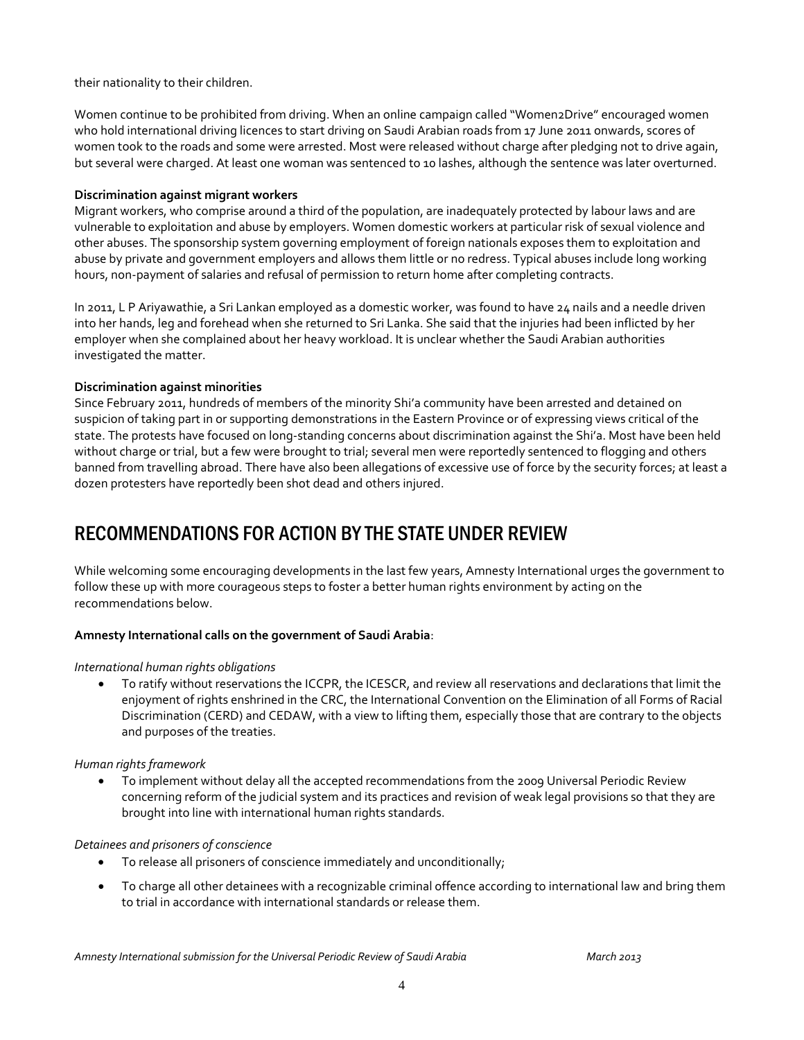their nationality to their children.

Women continue to be prohibited from driving. When an online campaign called "Women2Drive" encouraged women who hold international driving licences to start driving on Saudi Arabian roads from 17 June 2011 onwards, scores of women took to the roads and some were arrested. Most were released without charge after pledging not to drive again, but several were charged. At least one woman was sentenced to 10 lashes, although the sentence was later overturned.

**Discrimination against migrant workers**

Migrant workers, who comprise around a third of the population, are inadequately protected by labour laws and are vulnerable to exploitation and abuse by employers. Women domestic workers at particular risk of sexual violence and other abuses. The sponsorship system governing employment of foreign nationals exposes them to exploitation and abuse by private and government employers and allows them little or no redress. Typical abuses include long working hours, non-payment of salaries and refusal of permission to return home after completing contracts.

In 2011, L P Ariyawathie, a Sri Lankan employed as a domestic worker, was found to have 24 nails and a needle driven into her hands, leg and forehead when she returned to Sri Lanka. She said that the injuries had been inflicted by her employer when she complained about her heavy workload. It is unclear whether the Saudi Arabian authorities investigated the matter.

**Discrimination against minorities**

Since February 2011, hundreds of members of the minority Shi'a community have been arrested and detained on suspicion of taking part in or supporting demonstrations in the Eastern Province or of expressing views critical of the state. The protests have focused on long-standing concerns about discrimination against the Shi'a. Most have been held without charge or trial, but a few were brought to trial; several men were reportedly sentenced to flogging and others banned from travelling abroad. There have also been allegations of excessive use of force by the security forces; at least a dozen protesters have reportedly been shot dead and others injured.

## RECOMMENDATIONS FOR ACTION BY THE STATE UNDER REVIEW

While welcoming some encouraging developments in the last few years, Amnesty International urges the government to follow these up with more courageous steps to foster a better human rights environment by acting on the recommendations below.

**Amnesty International calls on the government of Saudi Arabia**:

*International human rights obligations*

- To ratify without reservations the ICCPR, the ICESCR, and review all reservations and declarations that limit the enjoyment of rights enshrined in the CRC, the International Convention on the Elimination of all Forms of Racial Discrimination (CERD) and CEDAW, with a view to lifting them, especially those that are contrary to the objects and purposes of the treaties.

*Human rights framework*

- To implement without delay all the accepted recommendations from the 2009 Universal Periodic Review concerning reform of the judicial system and its practices and revision of weak legal provisions so that they are brought into line with international human rights standards.

*Detainees and prisoners of conscience*

- To release all prisoners of conscience immediately and unconditionally;
- To charge all other detainees with a recognizable criminal offence according to international law and bring them to trial in accordance with international standards or release them.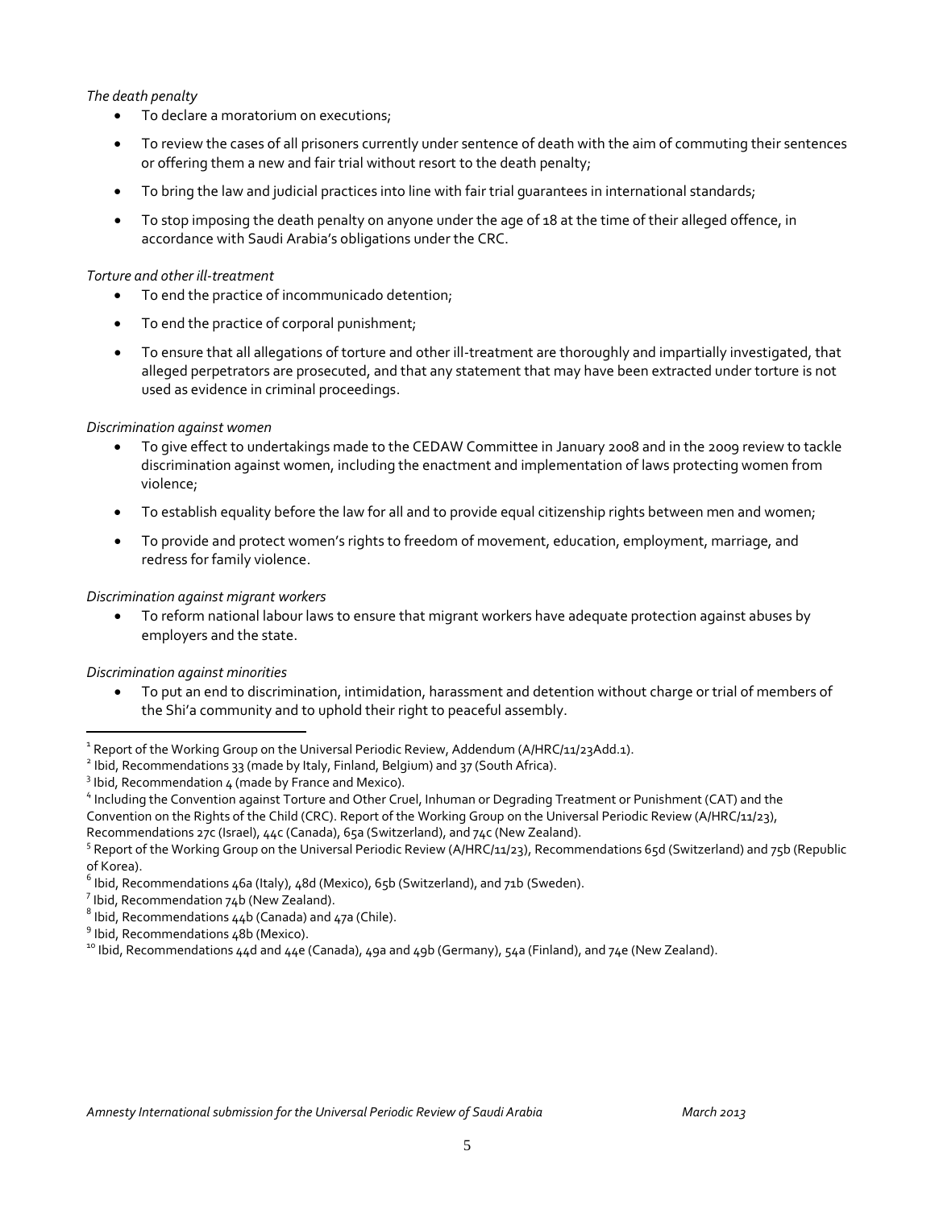*The death penalty*

- To declare a moratorium on executions;
- To review the cases of all prisoners currently under sentence of death with the aim of commuting their sentences or offering them a new and fair trial without resort to the death penalty;
- To bring the law and judicial practices into line with fair trial guarantees in international standards;
- To stop imposing the death penalty on anyone under the age of 18 at the time of their alleged offence, in accordance with Saudi Arabia's obligations under the CRC.

*Torture and other ill-treatment*

- To end the practice of incommunicado detention;
- To end the practice of corporal punishment;
- To ensure that all allegations of torture and other ill-treatment are thoroughly and impartially investigated, that alleged perpetrators are prosecuted, and that any statement that may have been extracted under torture is not used as evidence in criminal proceedings.

*Discrimination against women*

- To give effect to undertakings made to the CEDAW Committee in January 2008 and in the 2009 review to tackle discrimination against women, including the enactment and implementation of laws protecting women from violence;
- To establish equality before the law for all and to provide equal citizenship rights between men and women;
- To provide and protect women's rights to freedom of movement, education, employment, marriage, and redress for family violence.

*Discrimination against migrant workers*

- To reform national labour laws to ensure that migrant workers have adequate protection against abuses by employers and the state.

*Discrimination against minorities*

- To put an end to discrimination, intimidation, harassment and detention without charge or trial of members of the Shi'a community and to uphold their right to peaceful assembly.

---

[1] Report of the Working Group on the Universal Periodic Review, Addendum (A/HRC/11/23Add.1).
[2] Ibid, Recommendations 33 (made by Italy, Finland, Belgium) and 37 (South Africa).
[3] Ibid, Recommendation 4 (made by France and Mexico).
[4] Including the Convention against Torture and Other Cruel, Inhuman or Degrading Treatment or Punishment (CAT) and the Convention on the Rights of the Child (CRC). Report of the Working Group on the Universal Periodic Review (A/HRC/11/23), Recommendations 27c (Israel), 44c (Canada), 65a (Switzerland), and 74c (New Zealand).
[5] Report of the Working Group on the Universal Periodic Review (A/HRC/11/23), Recommendations 65d (Switzerland) and 75b (Republic of Korea).
[6] Ibid, Recommendations 46a (Italy), 48d (Mexico), 65b (Switzerland), and 71b (Sweden).
[7] Ibid, Recommendation 74b (New Zealand).
[8] Ibid, Recommendations 44b (Canada) and 47a (Chile).
[9] Ibid, Recommendations 48b (Mexico).
[10] Ibid, Recommendations 44d and 44e (Canada), 49a and 49b (Germany), 54a (Finland), and 74e (New Zealand).